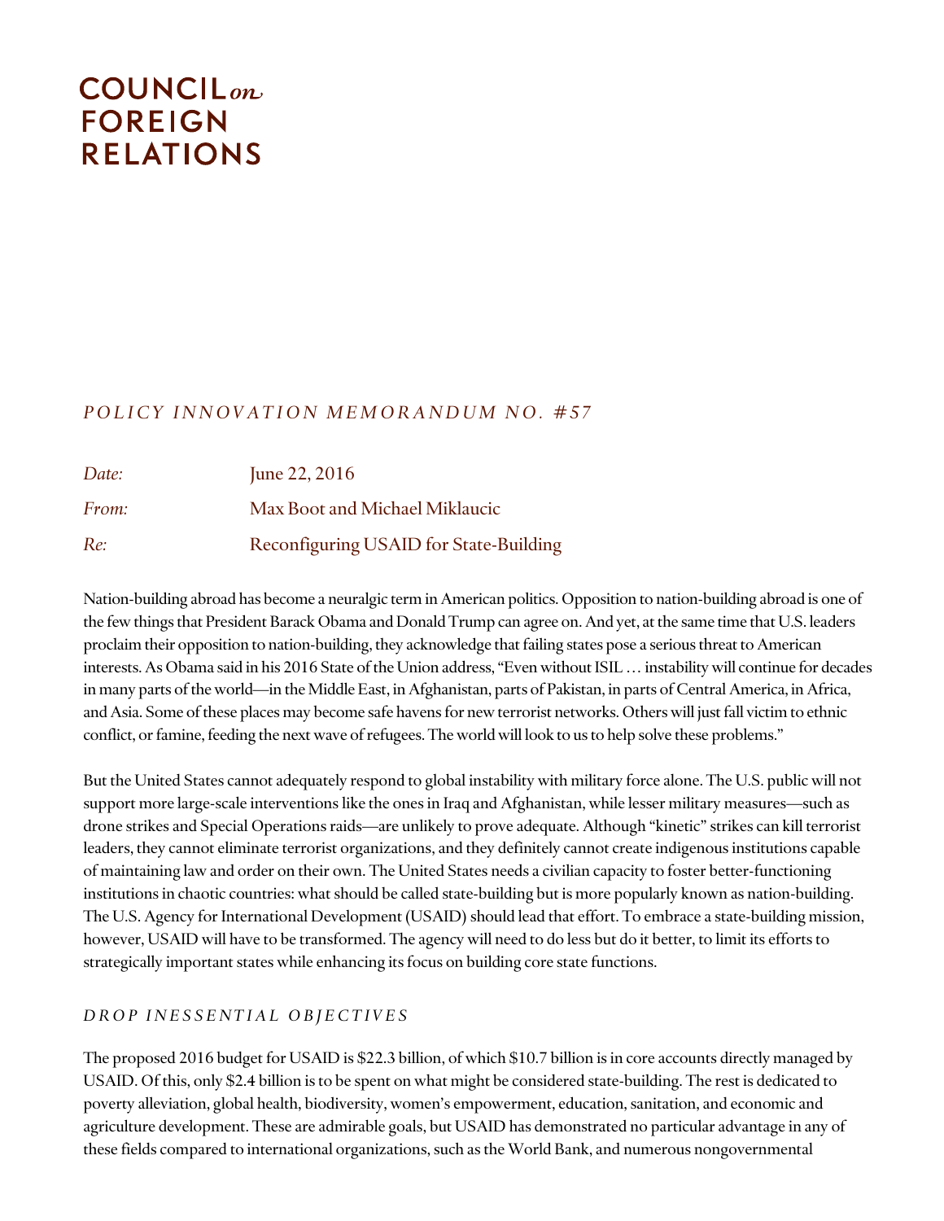COUNCIL *on* FOREIGN RELATIONS

*POLICY INNOVATION MEMORANDUM NO. #57*

| | |
|---|---|
| *Date:* | June 22, 2016 |
| *From:* | Max Boot and Michael Miklaucic |
| *Re:* | Reconfiguring USAID for State-Building |

Nation-building abroad has become a neuralgic term in American politics. Opposition to nation-building abroad is one of the few things that President Barack Obama and Donald Trump can agree on. And yet, at the same time that U.S. leaders proclaim their opposition to nation-building, they acknowledge that failing states pose a serious threat to American interests. As Obama said in his 2016 State of the Union address, "Even without ISIL … instability will continue for decades in many parts of the world—in the Middle East, in Afghanistan, parts of Pakistan, in parts of Central America, in Africa, and Asia. Some of these places may become safe havens for new terrorist networks. Others will just fall victim to ethnic conflict, or famine, feeding the next wave of refugees. The world will look to us to help solve these problems."

But the United States cannot adequately respond to global instability with military force alone. The U.S. public will not support more large-scale interventions like the ones in Iraq and Afghanistan, while lesser military measures—such as drone strikes and Special Operations raids—are unlikely to prove adequate. Although "kinetic" strikes can kill terrorist leaders, they cannot eliminate terrorist organizations, and they definitely cannot create indigenous institutions capable of maintaining law and order on their own. The United States needs a civilian capacity to foster better-functioning institutions in chaotic countries: what should be called state-building but is more popularly known as nation-building. The U.S. Agency for International Development (USAID) should lead that effort. To embrace a state-building mission, however, USAID will have to be transformed. The agency will need to do less but do it better, to limit its efforts to strategically important states while enhancing its focus on building core state functions.

## *DROP INESSENTIAL OBJECTIVES*

The proposed 2016 budget for USAID is $22.3 billion, of which $10.7 billion is in core accounts directly managed by USAID. Of this, only $2.4 billion is to be spent on what might be considered state-building. The rest is dedicated to poverty alleviation, global health, biodiversity, women's empowerment, education, sanitation, and economic and agriculture development. These are admirable goals, but USAID has demonstrated no particular advantage in any of these fields compared to international organizations, such as the World Bank, and numerous nongovernmental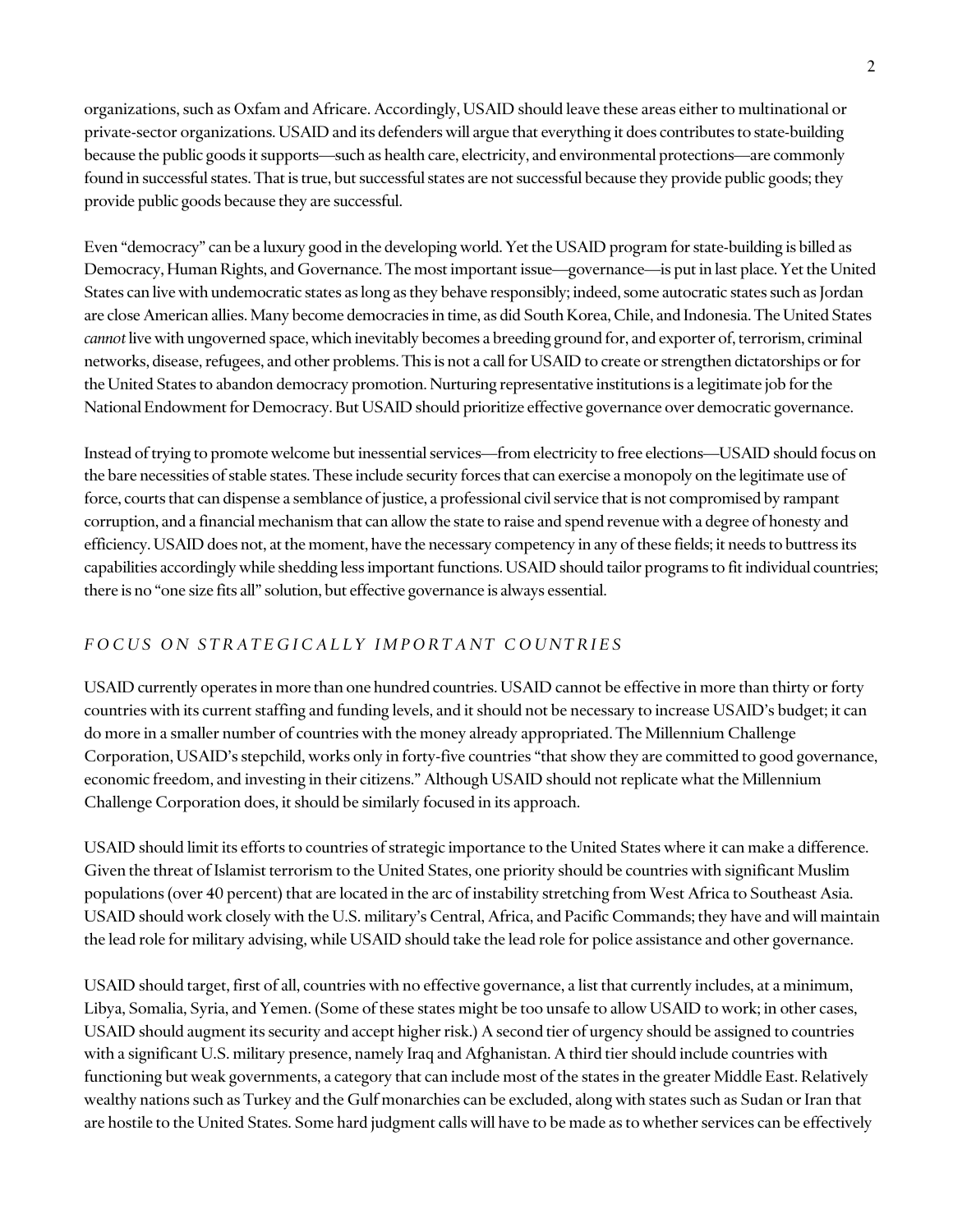organizations, such as Oxfam and Africare. Accordingly, USAID should leave these areas either to multinational or private-sector organizations. USAID and its defenders will argue that everything it does contributes to state-building because the public goods it supports—such as health care, electricity, and environmental protections—are commonly found in successful states. That is true, but successful states are not successful because they provide public goods; they provide public goods because they are successful.

Even "democracy" can be a luxury good in the developing world. Yet the USAID program for state-building is billed as Democracy, Human Rights, and Governance. The most important issue—governance—is put in last place. Yet the United States can live with undemocratic states as long as they behave responsibly; indeed, some autocratic states such as Jordan are close American allies. Many become democracies in time, as did South Korea, Chile, and Indonesia. The United States *cannot* live with ungoverned space, which inevitably becomes a breeding ground for, and exporter of, terrorism, criminal networks, disease, refugees, and other problems. This is not a call for USAID to create or strengthen dictatorships or for the United States to abandon democracy promotion. Nurturing representative institutions is a legitimate job for the National Endowment for Democracy. But USAID should prioritize effective governance over democratic governance.

Instead of trying to promote welcome but inessential services—from electricity to free elections—USAID should focus on the bare necessities of stable states. These include security forces that can exercise a monopoly on the legitimate use of force, courts that can dispense a semblance of justice, a professional civil service that is not compromised by rampant corruption, and a financial mechanism that can allow the state to raise and spend revenue with a degree of honesty and efficiency. USAID does not, at the moment, have the necessary competency in any of these fields; it needs to buttress its capabilities accordingly while shedding less important functions. USAID should tailor programs to fit individual countries; there is no "one size fits all" solution, but effective governance is always essential.

### *FOCUS ON STRATEGICALLY IMPORTANT COUNTRIES*

USAID currently operates in more than one hundred countries. USAID cannot be effective in more than thirty or forty countries with its current staffing and funding levels, and it should not be necessary to increase USAID's budget; it can do more in a smaller number of countries with the money already appropriated. The Millennium Challenge Corporation, USAID's stepchild, works only in forty-five countries "that show they are committed to good governance, economic freedom, and investing in their citizens." Although USAID should not replicate what the Millennium Challenge Corporation does, it should be similarly focused in its approach.

USAID should limit its efforts to countries of strategic importance to the United States where it can make a difference. Given the threat of Islamist terrorism to the United States, one priority should be countries with significant Muslim populations (over 40 percent) that are located in the arc of instability stretching from West Africa to Southeast Asia. USAID should work closely with the U.S. military's Central, Africa, and Pacific Commands; they have and will maintain the lead role for military advising, while USAID should take the lead role for police assistance and other governance.

USAID should target, first of all, countries with no effective governance, a list that currently includes, at a minimum, Libya, Somalia, Syria, and Yemen. (Some of these states might be too unsafe to allow USAID to work; in other cases, USAID should augment its security and accept higher risk.) A second tier of urgency should be assigned to countries with a significant U.S. military presence, namely Iraq and Afghanistan. A third tier should include countries with functioning but weak governments, a category that can include most of the states in the greater Middle East. Relatively wealthy nations such as Turkey and the Gulf monarchies can be excluded, along with states such as Sudan or Iran that are hostile to the United States. Some hard judgment calls will have to be made as to whether services can be effectively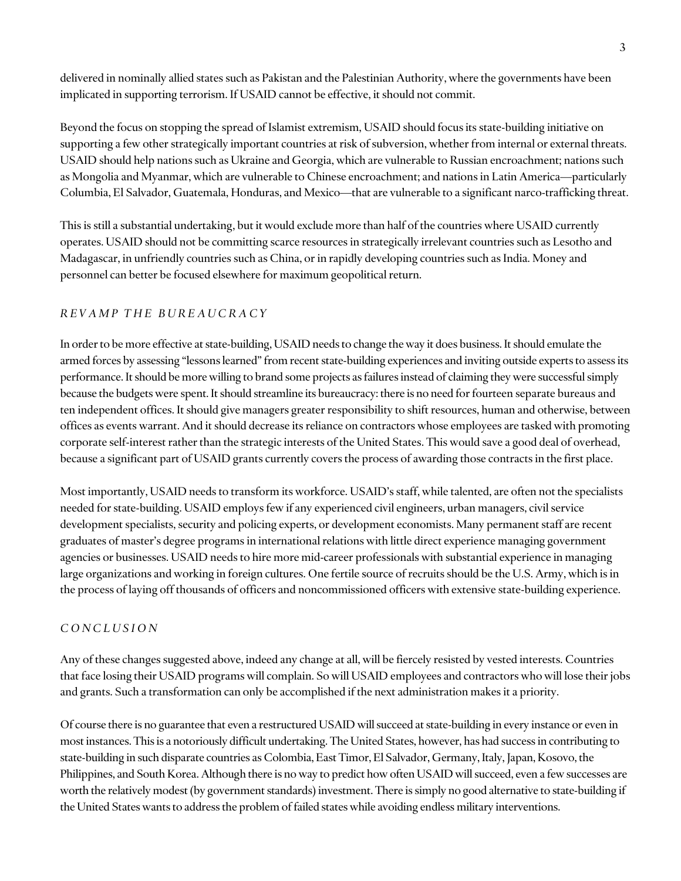delivered in nominally allied states such as Pakistan and the Palestinian Authority, where the governments have been implicated in supporting terrorism. If USAID cannot be effective, it should not commit.

Beyond the focus on stopping the spread of Islamist extremism, USAID should focus its state-building initiative on supporting a few other strategically important countries at risk of subversion, whether from internal or external threats. USAID should help nations such as Ukraine and Georgia, which are vulnerable to Russian encroachment; nations such as Mongolia and Myanmar, which are vulnerable to Chinese encroachment; and nations in Latin America—particularly Columbia, El Salvador, Guatemala, Honduras, and Mexico—that are vulnerable to a significant narco-trafficking threat.

This is still a substantial undertaking, but it would exclude more than half of the countries where USAID currently operates. USAID should not be committing scarce resources in strategically irrelevant countries such as Lesotho and Madagascar, in unfriendly countries such as China, or in rapidly developing countries such as India. Money and personnel can better be focused elsewhere for maximum geopolitical return.

## *REVAMP THE BUREAUCRACY*

In order to be more effective at state-building, USAID needs to change the way it does business. It should emulate the armed forces by assessing "lessons learned" from recent state-building experiences and inviting outside experts to assess its performance. It should be more willing to brand some projects as failures instead of claiming they were successful simply because the budgets were spent. It should streamline its bureaucracy: there is no need for fourteen separate bureaus and ten independent offices. It should give managers greater responsibility to shift resources, human and otherwise, between offices as events warrant. And it should decrease its reliance on contractors whose employees are tasked with promoting corporate self-interest rather than the strategic interests of the United States. This would save a good deal of overhead, because a significant part of USAID grants currently covers the process of awarding those contracts in the first place.

Most importantly, USAID needs to transform its workforce. USAID's staff, while talented, are often not the specialists needed for state-building. USAID employs few if any experienced civil engineers, urban managers, civil service development specialists, security and policing experts, or development economists. Many permanent staff are recent graduates of master's degree programs in international relations with little direct experience managing government agencies or businesses. USAID needs to hire more mid-career professionals with substantial experience in managing large organizations and working in foreign cultures. One fertile source of recruits should be the U.S. Army, which is in the process of laying off thousands of officers and noncommissioned officers with extensive state-building experience.

## *CONCLUSION*

Any of these changes suggested above, indeed any change at all, will be fiercely resisted by vested interests. Countries that face losing their USAID programs will complain. So will USAID employees and contractors who will lose their jobs and grants. Such a transformation can only be accomplished if the next administration makes it a priority.

Of course there is no guarantee that even a restructured USAID will succeed at state-building in every instance or even in most instances. This is a notoriously difficult undertaking. The United States, however, has had success in contributing to state-building in such disparate countries as Colombia, East Timor, El Salvador, Germany, Italy, Japan, Kosovo, the Philippines, and South Korea. Although there is no way to predict how often USAID will succeed, even a few successes are worth the relatively modest (by government standards) investment. There is simply no good alternative to state-building if the United States wants to address the problem of failed states while avoiding endless military interventions.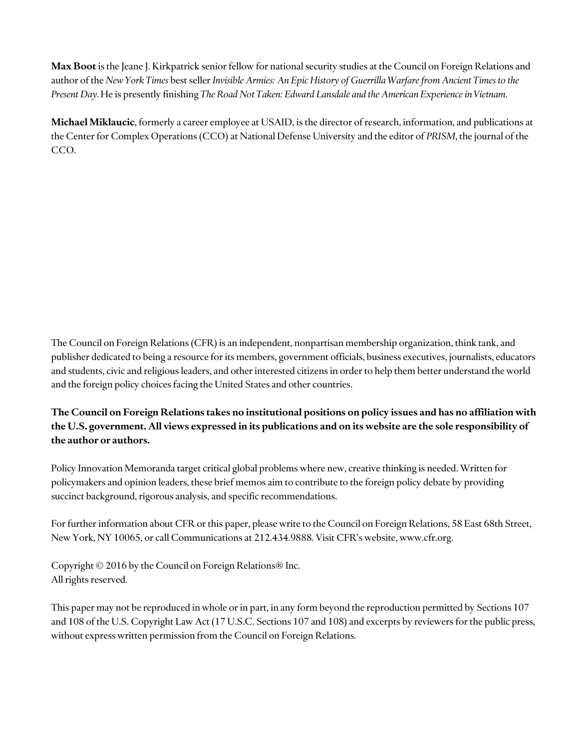**Max Boot** is the Jeane J. Kirkpatrick senior fellow for national security studies at the Council on Foreign Relations and author of the *New York Times* best seller *Invisible Armies: An Epic History of Guerrilla Warfare from Ancient Times to the Present Day*. He is presently finishing *The Road Not Taken: Edward Lansdale and the American Experience in Vietnam*.

**Michael Miklaucic**, formerly a career employee at USAID, is the director of research, information, and publications at the Center for Complex Operations (CCO) at National Defense University and the editor of *PRISM*, the journal of the CCO.

The Council on Foreign Relations (CFR) is an independent, nonpartisan membership organization, think tank, and publisher dedicated to being a resource for its members, government officials, business executives, journalists, educators and students, civic and religious leaders, and other interested citizens in order to help them better understand the world and the foreign policy choices facing the United States and other countries.

**The Council on Foreign Relations takes no institutional positions on policy issues and has no affiliation with the U.S. government. All views expressed in its publications and on its website are the sole responsibility of the author or authors.**

Policy Innovation Memoranda target critical global problems where new, creative thinking is needed. Written for policymakers and opinion leaders, these brief memos aim to contribute to the foreign policy debate by providing succinct background, rigorous analysis, and specific recommendations.

For further information about CFR or this paper, please write to the Council on Foreign Relations, 58 East 68th Street, New York, NY 10065, or call Communications at 212.434.9888. Visit CFR's website, www.cfr.org.

Copyright © 2016 by the Council on Foreign Relations® Inc.
All rights reserved.

This paper may not be reproduced in whole or in part, in any form beyond the reproduction permitted by Sections 107 and 108 of the U.S. Copyright Law Act (17 U.S.C. Sections 107 and 108) and excerpts by reviewers for the public press, without express written permission from the Council on Foreign Relations.